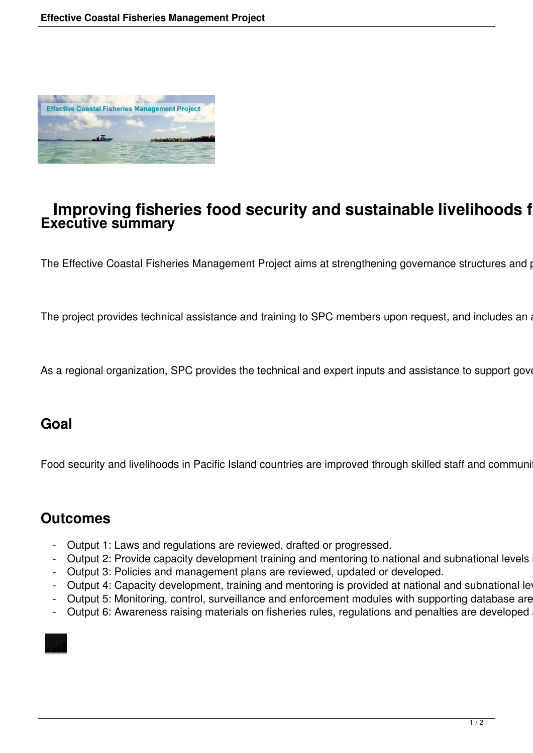# Improving fisheries food security and sustainable livelihoods f

## Executive summary

The Effective Coastal Fisheries Management Project aims at strengthening governance structures and p

The project provides technical assistance and training to SPC members upon request, and includes an a

As a regional organization, SPC provides the technical and expert inputs and assistance to support gove

## Goal

Food security and livelihoods in Pacific Island countries are improved through skilled staff and communit

## Outcomes

- Output 1: Laws and regulations are reviewed, drafted or progressed.
- Output 2: Provide capacity development training and mentoring to national and subnational levels i
- Output 3: Policies and management plans are reviewed, updated or developed.
- Output 4: Capacity development, training and mentoring is provided at national and subnational lev
- Output 5: Monitoring, control, surveillance and enforcement modules with supporting database are
- Output 6: Awareness raising materials on fisheries rules, regulations and penalties are developed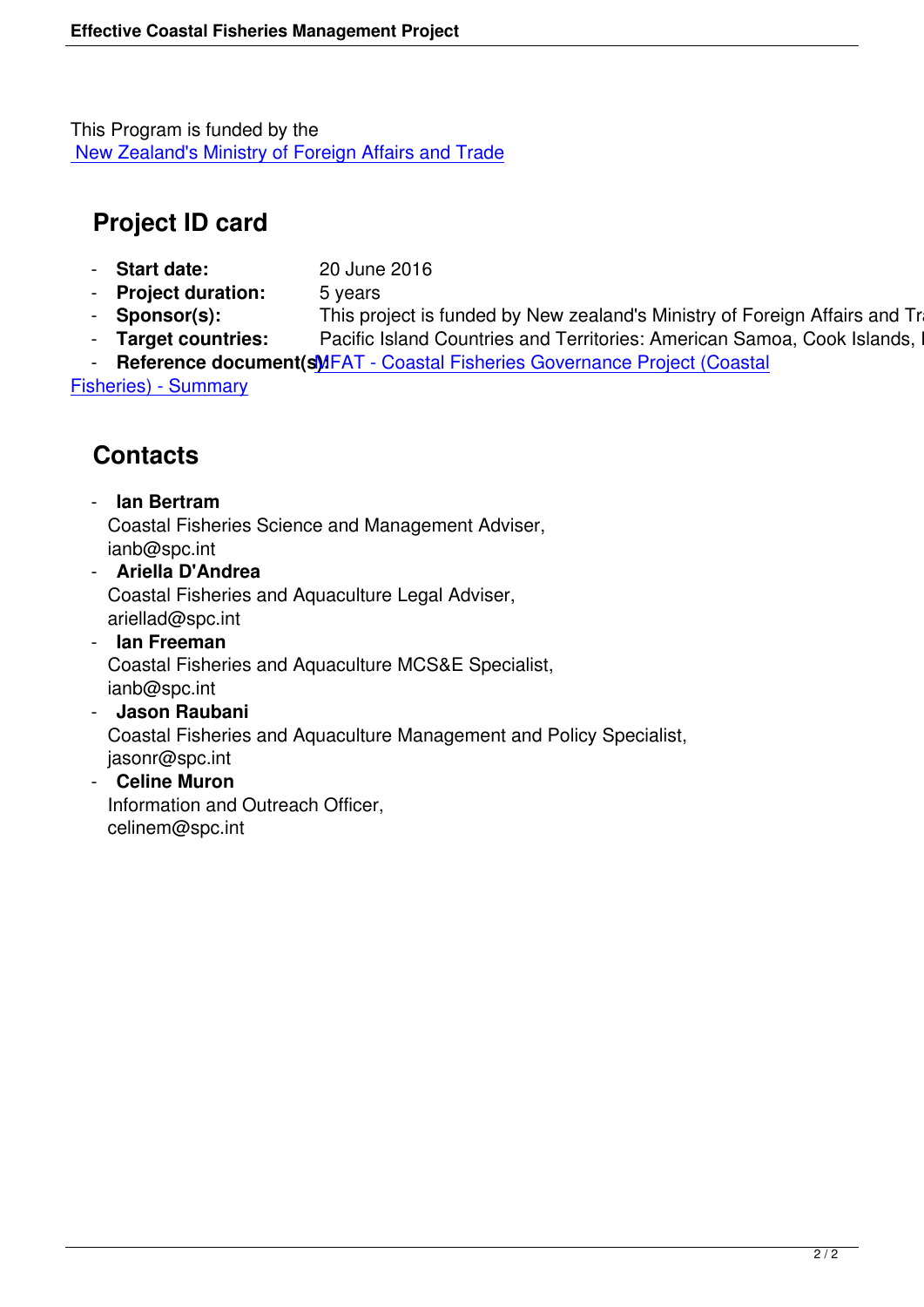This Program is funded by the
New Zealand's Ministry of Foreign Affairs and Trade

## Project ID card

- **Start date:** 20 June 2016
- **Project duration:** 5 years
- **Sponsor(s):** This project is funded by New zealand's Ministry of Foreign Affairs and Tr
- **Target countries:** Pacific Island Countries and Territories: American Samoa, Cook Islands, I
- **Reference document(s):** MFAT - Coastal Fisheries Governance Project (Coastal Fisheries) - Summary

## Contacts

- **Ian Bertram**
  Coastal Fisheries Science and Management Adviser,
  ianb@spc.int
- **Ariella D'Andrea**
  Coastal Fisheries and Aquaculture Legal Adviser,
  ariellad@spc.int
- **Ian Freeman**
  Coastal Fisheries and Aquaculture MCS&E Specialist,
  ianb@spc.int
- **Jason Raubani**
  Coastal Fisheries and Aquaculture Management and Policy Specialist,
  jasonr@spc.int
- **Celine Muron**
  Information and Outreach Officer,
  celinem@spc.int